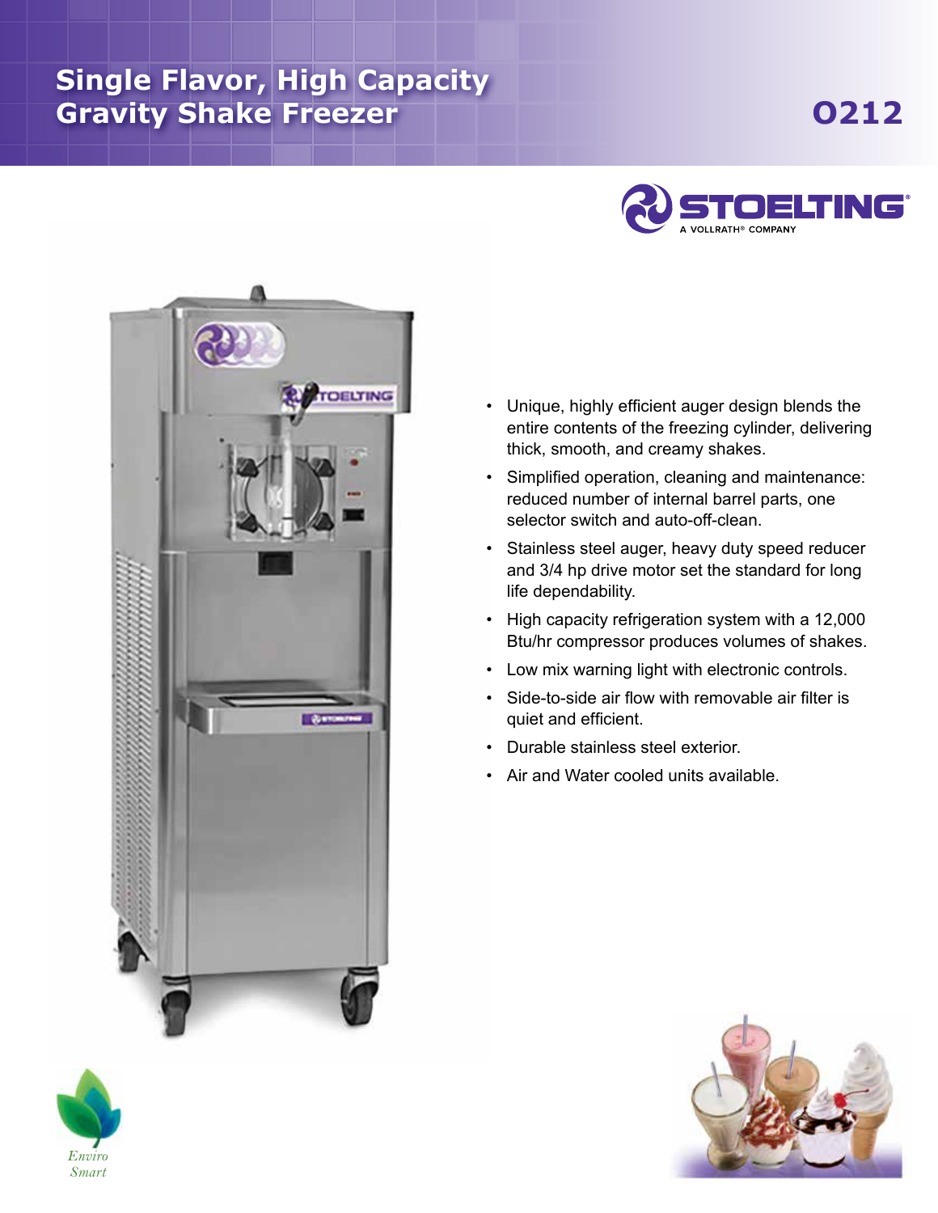# Single Flavor, High Capacity Gravity Shake Freezer

## O212

STOELTING
A VOLLRATH® COMPANY

- Unique, highly efficient auger design blends the entire contents of the freezing cylinder, delivering thick, smooth, and creamy shakes.
- Simplified operation, cleaning and maintenance: reduced number of internal barrel parts, one selector switch and auto-off-clean.
- Stainless steel auger, heavy duty speed reducer and 3/4 hp drive motor set the standard for long life dependability.
- High capacity refrigeration system with a 12,000 Btu/hr compressor produces volumes of shakes.
- Low mix warning light with electronic controls.
- Side-to-side air flow with removable air filter is quiet and efficient.
- Durable stainless steel exterior.
- Air and Water cooled units available.

*Enviro Smart*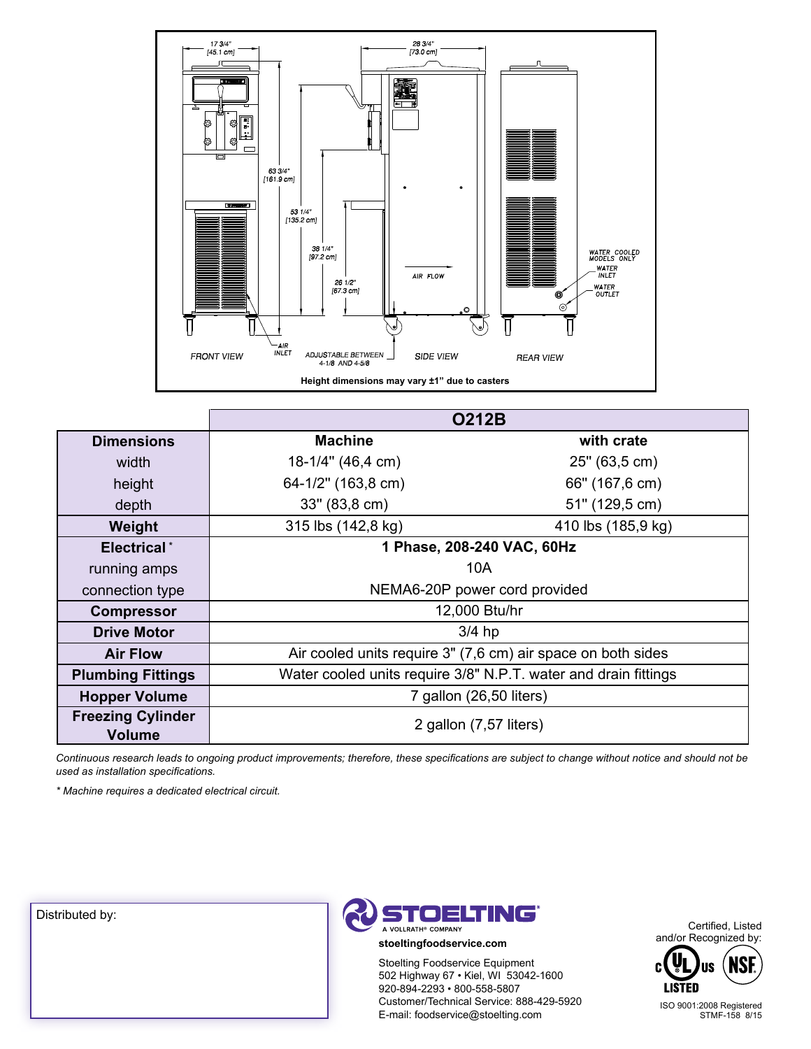17 3/4" [45.1 cm]

28 3/4" [73.0 cm]

63 3/4" [161.9 cm]

53 1/4" [135.2 cm]

38 1/4" [97.2 cm]

26 1/2" [67.3 cm]

AIR FLOW

WATER COOLED MODELS ONLY

WATER INLET

WATER OUTLET

AIR INLET

ADJUSTABLE BETWEEN 4-1/8 AND 4-5/8

FRONT VIEW

SIDE VIEW

REAR VIEW

**Height dimensions may vary ±1" due to casters**

| | O212B | |
|---|---|---|
| **Dimensions** | **Machine** | **with crate** |
| width | 18-1/4" (46,4 cm) | 25" (63,5 cm) |
| height | 64-1/2" (163,8 cm) | 66" (167,6 cm) |
| depth | 33" (83,8 cm) | 51" (129,5 cm) |
| **Weight** | 315 lbs (142,8 kg) | 410 lbs (185,9 kg) |
| **Electrical** * | **1 Phase, 208-240 VAC, 60Hz** | |
| running amps | 10A | |
| connection type | NEMA6-20P power cord provided | |
| **Compressor** | 12,000 Btu/hr | |
| **Drive Motor** | 3/4 hp | |
| **Air Flow** | Air cooled units require 3" (7,6 cm) air space on both sides | |
| **Plumbing Fittings** | Water cooled units require 3/8" N.P.T. water and drain fittings | |
| **Hopper Volume** | 7 gallon (26,50 liters) | |
| **Freezing Cylinder Volume** | 2 gallon (7,57 liters) | |

*Continuous research leads to ongoing product improvements; therefore, these specifications are subject to change without notice and should not be used as installation specifications.*

*\* Machine requires a dedicated electrical circuit.*

Distributed by:

STOELTING®
A VOLLRATH® COMPANY

**stoeltingfoodservice.com**

Stoelting Foodservice Equipment
502 Highway 67 • Kiel, WI 53042-1600
920-894-2293 • 800-558-5807
Customer/Technical Service: 888-429-5920
E-mail: foodservice@stoelting.com

Certified, Listed and/or Recognized by:

ISO 9001:2008 Registered
STMF-158 8/15